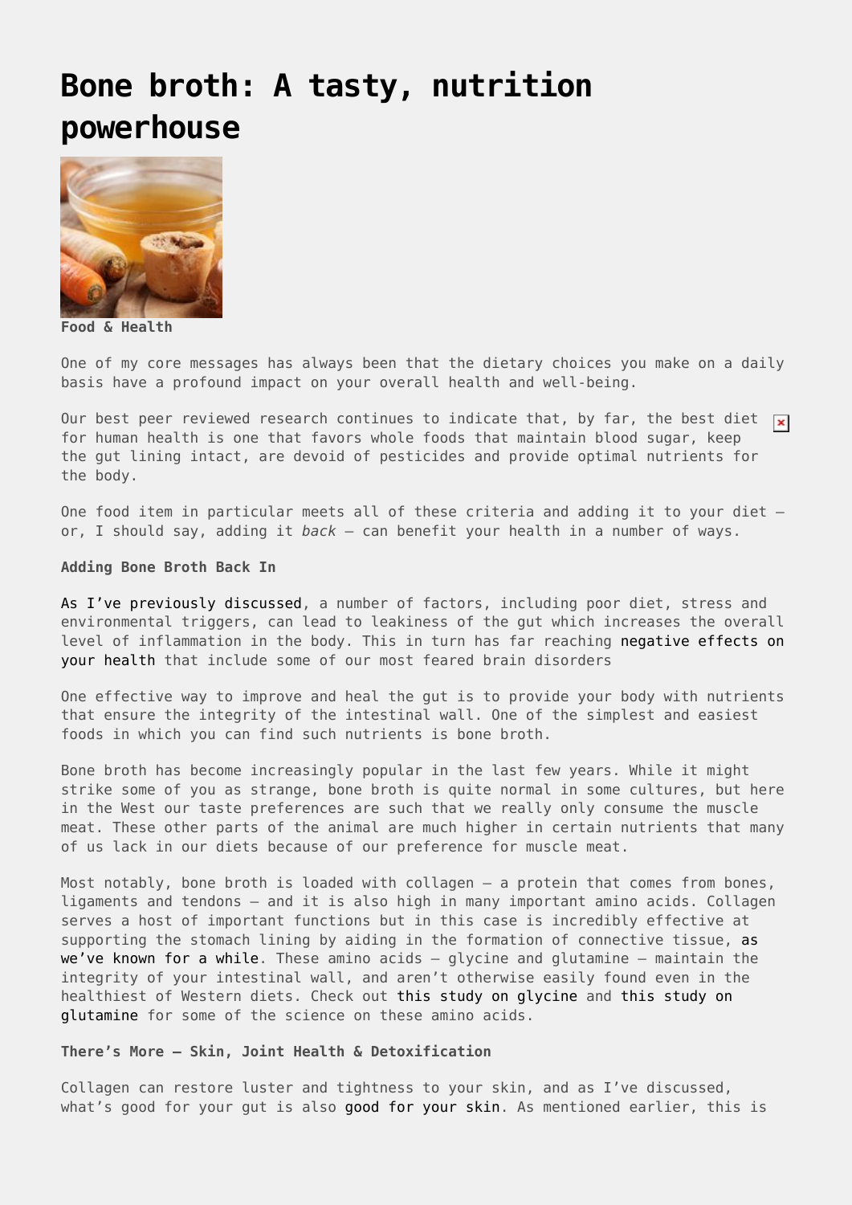# Bone broth: A tasty, nutrition powerhouse

**Food & Health**

One of my core messages has always been that the dietary choices you make on a daily basis have a profound impact on your overall health and well-being.

Our best peer reviewed research continues to indicate that, by far, the best diet for human health is one that favors whole foods that maintain blood sugar, keep the gut lining intact, are devoid of pesticides and provide optimal nutrients for the body.

One food item in particular meets all of these criteria and adding it to your diet – or, I should say, adding it *back* – can benefit your health in a number of ways.

**Adding Bone Broth Back In**

As I've previously discussed, a number of factors, including poor diet, stress and environmental triggers, can lead to leakiness of the gut which increases the overall level of inflammation in the body. This in turn has far reaching negative effects on your health that include some of our most feared brain disorders

One effective way to improve and heal the gut is to provide your body with nutrients that ensure the integrity of the intestinal wall. One of the simplest and easiest foods in which you can find such nutrients is bone broth.

Bone broth has become increasingly popular in the last few years. While it might strike some of you as strange, bone broth is quite normal in some cultures, but here in the West our taste preferences are such that we really only consume the muscle meat. These other parts of the animal are much higher in certain nutrients that many of us lack in our diets because of our preference for muscle meat.

Most notably, bone broth is loaded with collagen – a protein that comes from bones, ligaments and tendons – and it is also high in many important amino acids. Collagen serves a host of important functions but in this case is incredibly effective at supporting the stomach lining by aiding in the formation of connective tissue, as we've known for a while. These amino acids – glycine and glutamine – maintain the integrity of your intestinal wall, and aren't otherwise easily found even in the healthiest of Western diets. Check out this study on glycine and this study on glutamine for some of the science on these amino acids.

**There's More – Skin, Joint Health & Detoxification**

Collagen can restore luster and tightness to your skin, and as I've discussed, what's good for your gut is also good for your skin. As mentioned earlier, this is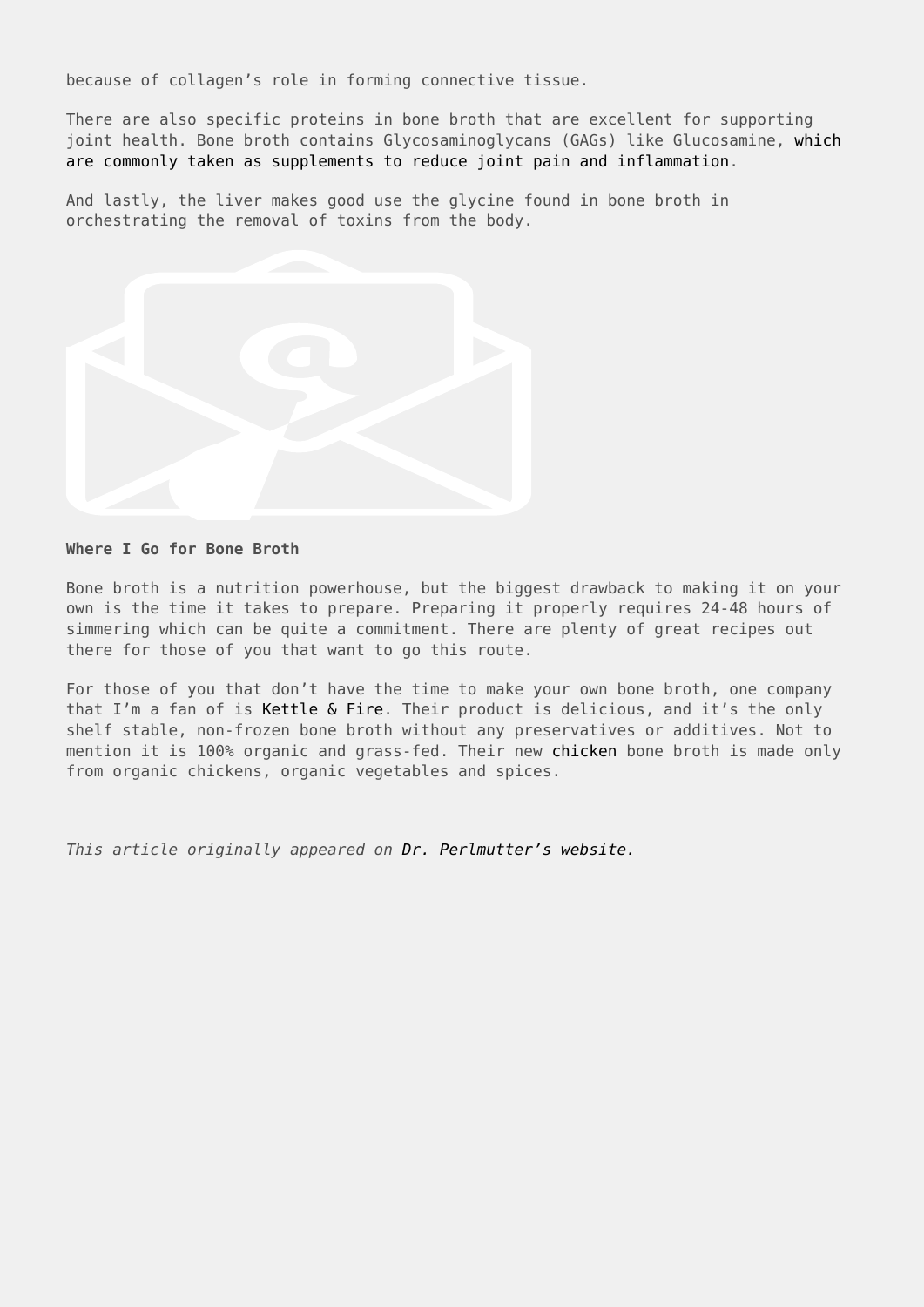because of collagen's role in forming connective tissue.

There are also specific proteins in bone broth that are excellent for supporting joint health. Bone broth contains Glycosaminoglycans (GAGs) like Glucosamine, which are commonly taken as supplements to reduce joint pain and inflammation.

And lastly, the liver makes good use the glycine found in bone broth in orchestrating the removal of toxins from the body.

**Where I Go for Bone Broth**

Bone broth is a nutrition powerhouse, but the biggest drawback to making it on your own is the time it takes to prepare. Preparing it properly requires 24-48 hours of simmering which can be quite a commitment. There are plenty of great recipes out there for those of you that want to go this route.

For those of you that don't have the time to make your own bone broth, one company that I'm a fan of is Kettle & Fire. Their product is delicious, and it's the only shelf stable, non-frozen bone broth without any preservatives or additives. Not to mention it is 100% organic and grass-fed. Their new chicken bone broth is made only from organic chickens, organic vegetables and spices.

*This article originally appeared on Dr. Perlmutter's website.*